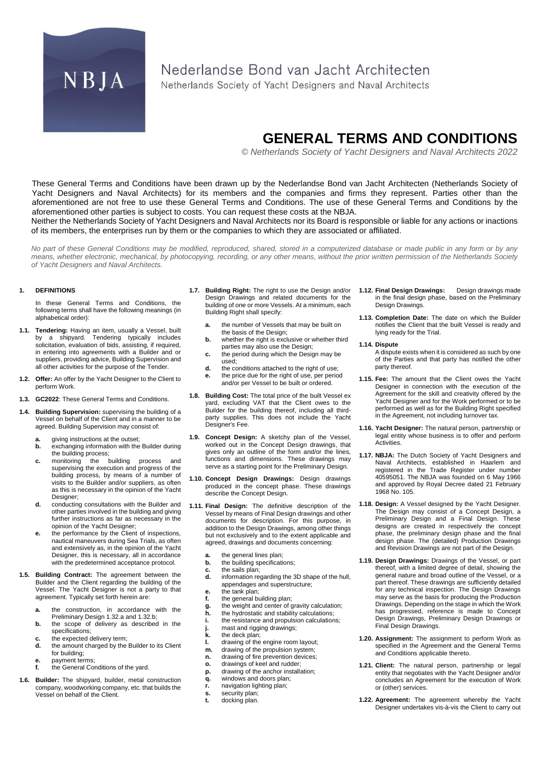NBJA

Nederlandse Bond van Jacht Architecten
Netherlands Society of Yacht Designers and Naval Architects

# GENERAL TERMS AND CONDITIONS

*© Netherlands Society of Yacht Designers and Naval Architects 2022*

These General Terms and Conditions have been drawn up by the Nederlandse Bond van Jacht Architecten (Netherlands Society of Yacht Designers and Naval Architects) for its members and the companies and firms they represent. Parties other than the aforementioned are not free to use these General Terms and Conditions. The use of these General Terms and Conditions by the aforementioned other parties is subject to costs. You can request these costs at the NBJA.
Neither the Netherlands Society of Yacht Designers and Naval Architects nor its Board is responsible or liable for any actions or inactions of its members, the enterprises run by them or the companies to which they are associated or affiliated.

*No part of these General Conditions may be modified, reproduced, shared, stored in a computerized database or made public in any form or by any means, whether electronic, mechanical, by photocopying, recording, or any other means, without the prior written permission of the Netherlands Society of Yacht Designers and Naval Architects.*

## 1. DEFINITIONS

In these General Terms and Conditions, the following terms shall have the following meanings (in alphabetical order):

**1.1. Tendering:** Having an item, usually a Vessel, built by a shipyard. Tendering typically includes solicitation, evaluation of bids, assisting, if required, in entering into agreements with a Builder and or suppliers, providing advice, Building Supervision and all other activities for the purpose of the Tender.

**1.2. Offer:** An offer by the Yacht Designer to the Client to perform Work.

**1.3. GC2022**: These General Terms and Conditions.

**1.4. Building Supervision:** supervising the building of a Vessel on behalf of the Client and in a manner to be agreed. Building Supervision may consist of:

- **a.** giving instructions at the outset;
- **b.** exchanging information with the Builder during the building process;
- **c.** monitoring the building process and supervising the execution and progress of the building process, by means of a number of visits to the Builder and/or suppliers, as often as this is necessary in the opinion of the Yacht Designer;
- **d.** conducting consultations with the Builder and other parties involved in the building and giving further instructions as far as necessary in the opinion of the Yacht Designer;
- **e.** the performance by the Client of inspections, nautical maneuvers during Sea Trials, as often and extensively as, in the opinion of the Yacht Designer, this is necessary, all in accordance with the predetermined acceptance protocol.

**1.5. Building Contract:** The agreement between the Builder and the Client regarding the building of the Vessel. The Yacht Designer is not a party to that agreement. Typically set forth herein are:

- **a.** the construction, in accordance with the Preliminary Design 1.32.a and 1.32.b;
- **b.** the scope of delivery as described in the specifications;
- **c.** the expected delivery term;
- **d.** the amount charged by the Builder to its Client for building;
- **e.** payment terms;
- **f.** the General Conditions of the yard.

**1.6. Builder:** The shipyard, builder, metal construction company, woodworking company, etc. that builds the Vessel on behalf of the Client.

**1.7. Building Right:** The right to use the Design and/or Design Drawings and related documents for the building of one or more Vessels. At a minimum, each Building Right shall specify:

- **a.** the number of Vessels that may be built on the basis of the Design;
- **b.** whether the right is exclusive or whether third parties may also use the Design;
- **c.** the period during which the Design may be used;
- **d.** the conditions attached to the right of use;
- **e.** the price due for the right of use, per period and/or per Vessel to be built or ordered.

**1.8. Building Cost:** The total price of the built Vessel ex yard, excluding VAT that the Client owes to the Builder for the building thereof, including all third-party supplies. This does not include the Yacht Designer's Fee.

**1.9. Concept Design:** A sketchy plan of the Vessel, worked out in the Concept Design drawings, that gives only an outline of the form and/or the lines, functions and dimensions. These drawings may serve as a starting point for the Preliminary Design.

**1.10. Concept Design Drawings:** Design drawings produced in the concept phase. These drawings describe the Concept Design.

**1.11. Final Design:** The definitive description of the Vessel by means of Final Design drawings and other documents for description. For this purpose, in addition to the Design Drawings, among other things but not exclusively and to the extent applicable and agreed, drawings and documents concerning:

- **a.** the general lines plan;
- **b.** the building specifications;
- **c.** the sails plan;
- **d.** information regarding the 3D shape of the hull, appendages and superstructure;
- **e.** the tank plan;
- **f.** the general building plan;
- **g.** the weight and center of gravity calculation;
- **h.** the hydrostatic and stability calculations;
- **i.** the resistance and propulsion calculations;
- **j.** mast and rigging drawings;
- **k.** the deck plan;
- **l.** drawing of the engine room layout;
- **m.** drawing of the propulsion system;
- **n.** drawing of fire prevention devices;
- **o.** drawings of keel and rudder;
- **p.** drawing of the anchor installation;
- **q.** windows and doors plan;
- **r.** navigation lighting plan;
- **s.** security plan;
- **t.** docking plan.

**1.12. Final Design Drawings:** Design drawings made in the final design phase, based on the Preliminary Design Drawings.

**1.13. Completion Date:** The date on which the Builder notifies the Client that the built Vessel is ready and lying ready for the Trial.

**1.14. Dispute**
A dispute exists when it is considered as such by one of the Parties and that party has notified the other party thereof.

**1.15. Fee:** The amount that the Client owes the Yacht Designer in connection with the execution of the Agreement for the skill and creativity offered by the Yacht Designer and for the Work performed or to be performed as well as for the Building Right specified in the Agreement, not including turnover tax.

**1.16. Yacht Designer:** The natural person, partnership or legal entity whose business is to offer and perform Activities.

**1.17. NBJA:** The Dutch Society of Yacht Designers and Naval Architects, established in Haarlem and registered in the Trade Register under number 40595051. The NBJA was founded on 6 May 1966 and approved by Royal Decree dated 21 February 1968 No. 105.

**1.18. Design:** A Vessel designed by the Yacht Designer. The Design may consist of a Concept Design, a Preliminary Design and a Final Design. These designs are created in respectively the concept phase, the preliminary design phase and the final design phase. The (detailed) Production Drawings and Revision Drawings are not part of the Design.

**1.19. Design Drawings:** Drawings of the Vessel, or part thereof, with a limited degree of detail, showing the general nature and broad outline of the Vessel, or a part thereof. These drawings are sufficiently detailed for any technical inspection. The Design Drawings may serve as the basis for producing the Production Drawings. Depending on the stage in which the Work has progressed, reference is made to Concept Design Drawings, Preliminary Design Drawings or Final Design Drawings.

**1.20. Assignment:** The assignment to perform Work as specified in the Agreement and the General Terms and Conditions applicable thereto.

**1.21. Client:** The natural person, partnership or legal entity that negotiates with the Yacht Designer and/or concludes an Agreement for the execution of Work or (other) services.

**1.22. Agreement:** The agreement whereby the Yacht Designer undertakes vis-à-vis the Client to carry out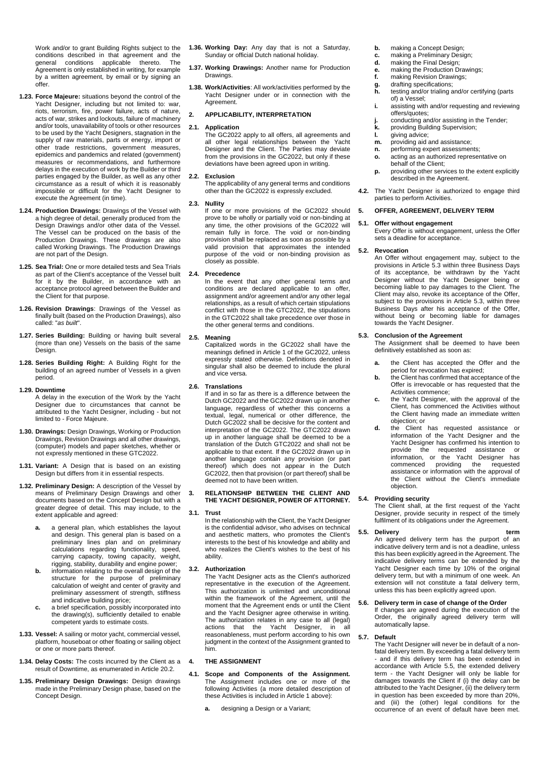Work and/or to grant Building Rights subject to the conditions described in that agreement and the general conditions applicable thereto. The Agreement is only established in writing, for example by a written agreement, by email or by signing an offer.

**1.23. Force Majeure:** situations beyond the control of the Yacht Designer, including but not limited to: war, riots, terrorism, fire, power failure, acts of nature, acts of war, strikes and lockouts, failure of machinery and/or tools, unavailability of tools or other resources to be used by the Yacht Designers, stagnation in the supply of raw materials, parts or energy, import or other trade restrictions, government measures, epidemics and pandemics and related (government) measures or recommendations, and furthermore delays in the execution of work by the Builder or third parties engaged by the Builder, as well as any other circumstance as a result of which it is reasonably impossible or difficult for the Yacht Designer to execute the Agreement (in time).

**1.24. Production Drawings:** Drawings of the Vessel with a high degree of detail, generally produced from the Design Drawings and/or other data of the Vessel. The Vessel can be produced on the basis of the Production Drawings. These drawings are also called Working Drawings. The Production Drawings are not part of the Design.

**1.25. Sea Trial:** One or more detailed tests and Sea Trials as part of the Client's acceptance of the Vessel built for it by the Builder, in accordance with an acceptance protocol agreed between the Builder and the Client for that purpose.

**1.26. Revision Drawings**: Drawings of the Vessel as finally built (based on the Production Drawings), also called: "*as built*".

**1.27. Series Building:** Building or having built several (more than one) Vessels on the basis of the same Design.

**1.28. Series Building Right:** A Building Right for the building of an agreed number of Vessels in a given period.

**1.29. Downtime**
A delay in the execution of the Work by the Yacht Designer due to circumstances that cannot be attributed to the Yacht Designer, including - but not limited to - Force Majeure.

**1.30. Drawings:** Design Drawings, Working or Production Drawings, Revision Drawings and all other drawings, (computer) models and paper sketches, whether or not expressly mentioned in these GTC2022.

**1.31. Variant:** A Design that is based on an existing Design but differs from it in essential respects.

**1.32. Preliminary Design:** A description of the Vessel by means of Preliminary Design Drawings and other documents based on the Concept Design but with a greater degree of detail. This may include, to the extent applicable and agreed:

- **a.** a general plan, which establishes the layout and design. This general plan is based on a preliminary lines plan and on preliminary calculations regarding functionality, speed, carrying capacity, towing capacity, weight, rigging, stability, durability and engine power;
- **b.** information relating to the overall design of the structure for the purpose of preliminary calculation of weight and center of gravity and preliminary assessment of strength, stiffness and indicative building price;
- **c.** a brief specification, possibly incorporated into the drawing(s), sufficiently detailed to enable competent yards to estimate costs.

**1.33. Vessel:** A sailing or motor yacht, commercial vessel, platform, houseboat or other floating or sailing object or one or more parts thereof.

**1.34. Delay Costs:** The costs incurred by the Client as a result of Downtime, as enumerated in Article 20.2.

**1.35. Preliminary Design Drawings:** Design drawings made in the Preliminary Design phase, based on the Concept Design.

**1.36. Working Day:** Any day that is not a Saturday, Sunday or official Dutch national holiday.

**1.37. Working Drawings:** Another name for Production Drawings.

**1.38. Work/Activities**: All work/activities performed by the Yacht Designer under or in connection with the Agreement.

## 2. APPLICABILITY, INTERPRETATION

**2.1. Application**
The GC2022 apply to all offers, all agreements and all other legal relationships between the Yacht Designer and the Client. The Parties may deviate from the provisions in the GC2022, but only if these deviations have been agreed upon in writing.

**2.2. Exclusion**
The applicability of any general terms and conditions other than the GC2022 is expressly excluded.

**2.3. Nullity**
If one or more provisions of the GC2022 should prove to be wholly or partially void or non-binding at any time, the other provisions of the GC2022 will remain fully in force. The void or non-binding provision shall be replaced as soon as possible by a valid provision that approximates the intended purpose of the void or non-binding provision as closely as possible.

**2.4. Precedence**
In the event that any other general terms and conditions are declared applicable to an offer, assignment and/or agreement and/or any other legal relationships, as a result of which certain stipulations conflict with those in the GTC2022, the stipulations in the GTC2022 shall take precedence over those in the other general terms and conditions.

**2.5. Meaning**
Capitalized words in the GC2022 shall have the meanings defined in Article 1 of the GC2022, unless expressly stated otherwise. Definitions denoted in singular shall also be deemed to include the plural and vice versa.

**2.6. Translations**
If and in so far as there is a difference between the Dutch GC2022 and the GC2022 drawn up in another language, regardless of whether this concerns a textual, legal, numerical or other difference, the Dutch GC2022 shall be decisive for the content and interpretation of the GC2022. The GTC2022 drawn up in another language shall be deemed to be a translation of the Dutch GTC2022 and shall not be applicable to that extent. If the GC2022 drawn up in another language contain any provision (or part thereof) which does not appear in the Dutch GC2022, then that provision (or part thereof) shall be deemed not to have been written.

## 3. RELATIONSHIP BETWEEN THE CLIENT AND THE YACHT DESIGNER, POWER OF ATTORNEY.

**3.1. Trust**
In the relationship with the Client, the Yacht Designer is the confidential advisor, who advises on technical and aesthetic matters, who promotes the Client's interests to the best of his knowledge and ability and who realizes the Client's wishes to the best of his ability.

**3.2. Authorization**
The Yacht Designer acts as the Client's authorized representative in the execution of the Agreement. This authorization is unlimited and unconditional within the framework of the Agreement, until the moment that the Agreement ends or until the Client and the Yacht Designer agree otherwise in writing. The authorization relates in any case to all (legal) actions that the Yacht Designer, in all reasonableness, must perform according to his own judgment in the context of the Assignment granted to him.

## 4. THE ASSIGNMENT

**4.1. Scope and Components of the Assignment.** The Assignment includes one or more of the following Activities (a more detailed description of these Activities is included in Article 1 above):

- **a.** designing a Design or a Variant;
- **b.** making a Concept Design;
- **c.** making a Preliminary Design;
- **d.** making the Final Design;
- **e.** making the Production Drawings;
- **f.** making Revision Drawings;
- **g.** drafting specifications;
- **h.** testing and/or trialing and/or certifying (parts of) a Vessel;
- **i.** assisting with and/or requesting and reviewing offers/quotes;
- **j.** conducting and/or assisting in the Tender;
- **k.** providing Building Supervision;
- **l.** giving advice;
- **m.** providing aid and assistance;
- **n.** performing expert assessments;
- **o.** acting as an authorized representative on behalf of the Client;
- **p.** providing other services to the extent explicitly described in the Agreement.

**4.2.** The Yacht Designer is authorized to engage third parties to perform Activities.

## 5. OFFER, AGREEMENT, DELIVERY TERM

**5.1. Offer without engagement**
Every Offer is without engagement, unless the Offer sets a deadline for acceptance.

**5.2. Revocation**
An Offer without engagement may, subject to the provisions in Article 5.3 within three Business Days of its acceptance, be withdrawn by the Yacht Designer without the Yacht Designer being or becoming liable to pay damages to the Client. The Client may also, revoke its acceptance of the Offer, subject to the provisions in Article 5.3, within three Business Days after his acceptance of the Offer, without being or becoming liable for damages towards the Yacht Designer.

**5.3. Conclusion of the Agreement**
The Assignment shall be deemed to have been definitively established as soon as:

- **a.** the Client has accepted the Offer and the period for revocation has expired;
- **b.** the Client has confirmed that acceptance of the Offer is irrevocable or has requested that the Activities commence;
- **c.** the Yacht Designer, with the approval of the Client, has commenced the Activities without the Client having made an immediate written objection; or
- **d.** the Client has requested assistance or information of the Yacht Designer and the Yacht Designer has confirmed his intention to provide the requested assistance or information, or the Yacht Designer has commenced providing the requested assistance or information with the approval of the Client without the Client's immediate objection.

**5.4. Providing security**
The Client shall, at the first request of the Yacht Designer, provide security in respect of the timely fulfilment of its obligations under the Agreement.

**5.5. Delivery term**
An agreed delivery term has the purport of an indicative delivery term and is not a deadline, unless this has been explicitly agreed in the Agreement. The indicative delivery terms can be extended by the Yacht Designer each time by 10% of the original delivery term, but with a minimum of one week. An extension will not constitute a fatal delivery term, unless this has been explicitly agreed upon.

**5.6. Delivery term in case of change of the Order**
If changes are agreed during the execution of the Order, the originally agreed delivery term will automatically lapse.

**5.7. Default**
The Yacht Designer will never be in default of a non-fatal delivery term. By exceeding a fatal delivery term - and if this delivery term has been extended in accordance with Article 5.5, the extended delivery term - the Yacht Designer will only be liable for damages towards the Client if (i) the delay can be attributed to the Yacht Designer, (ii) the delivery term in question has been exceeded by more than 20%, and (iii) the (other) legal conditions for the occurrence of an event of default have been met.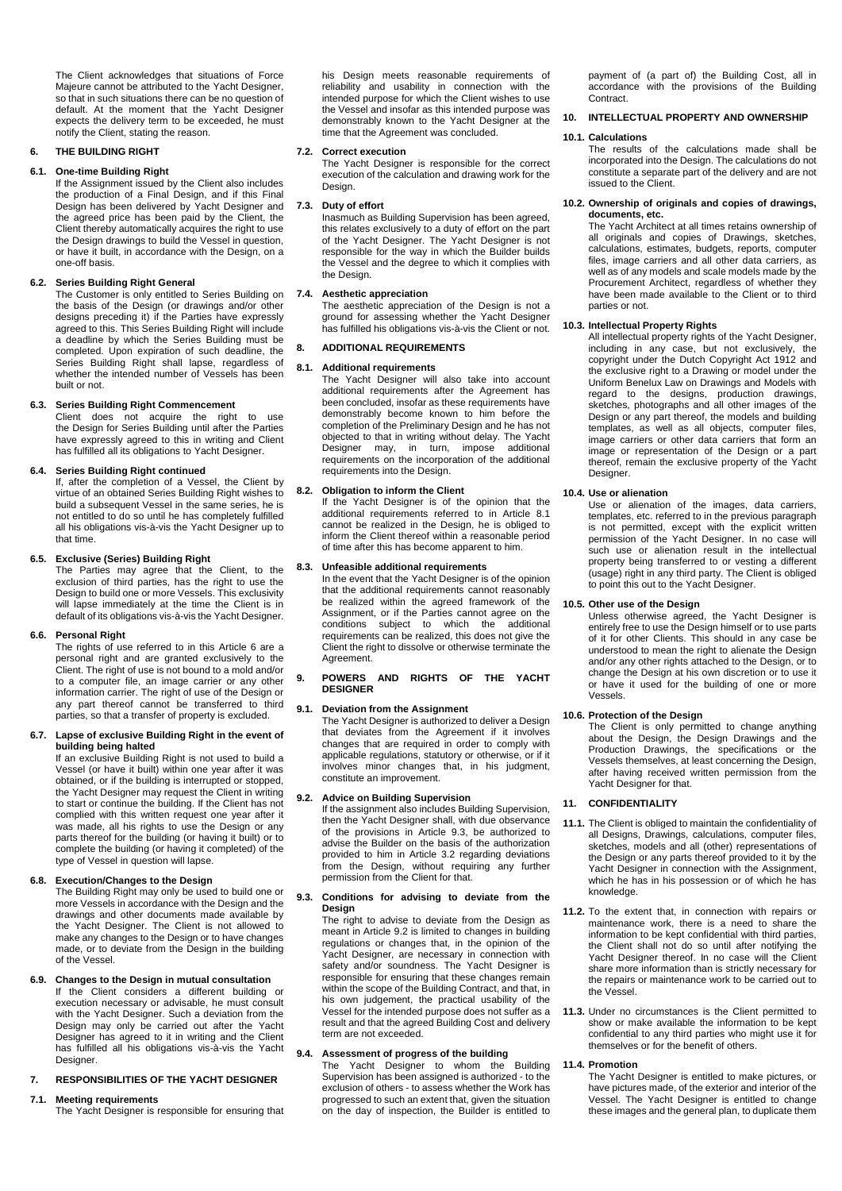The Client acknowledges that situations of Force Majeure cannot be attributed to the Yacht Designer, so that in such situations there can be no question of default. At the moment that the Yacht Designer expects the delivery term to be exceeded, he must notify the Client, stating the reason.

## 6. THE BUILDING RIGHT

### 6.1. One-time Building Right

If the Assignment issued by the Client also includes the production of a Final Design, and if this Final Design has been delivered by Yacht Designer and the agreed price has been paid by the Client, the Client thereby automatically acquires the right to use the Design drawings to build the Vessel in question, or have it built, in accordance with the Design, on a one-off basis.

### 6.2. Series Building Right General

The Customer is only entitled to Series Building on the basis of the Design (or drawings and/or other designs preceding it) if the Parties have expressly agreed to this. This Series Building Right will include a deadline by which the Series Building must be completed. Upon expiration of such deadline, the Series Building Right shall lapse, regardless of whether the intended number of Vessels has been built or not.

### 6.3. Series Building Right Commencement

Client does not acquire the right to use the Design for Series Building until after the Parties have expressly agreed to this in writing and Client has fulfilled all its obligations to Yacht Designer.

### 6.4. Series Building Right continued

If, after the completion of a Vessel, the Client by virtue of an obtained Series Building Right wishes to build a subsequent Vessel in the same series, he is not entitled to do so until he has completely fulfilled all his obligations vis-à-vis the Yacht Designer up to that time.

### 6.5. Exclusive (Series) Building Right

The Parties may agree that the Client, to the exclusion of third parties, has the right to use the Design to build one or more Vessels. This exclusivity will lapse immediately at the time the Client is in default of its obligations vis-à-vis the Yacht Designer.

### 6.6. Personal Right

The rights of use referred to in this Article 6 are a personal right and are granted exclusively to the Client. The right of use is not bound to a mold and/or to a computer file, an image carrier or any other information carrier. The right of use of the Design or any part thereof cannot be transferred to third parties, so that a transfer of property is excluded.

### 6.7. Lapse of exclusive Building Right in the event of building being halted

If an exclusive Building Right is not used to build a Vessel (or have it built) within one year after it was obtained, or if the building is interrupted or stopped, the Yacht Designer may request the Client in writing to start or continue the building. If the Client has not complied with this written request one year after it was made, all his rights to use the Design or any parts thereof for the building (or having it built) or to complete the building (or having it completed) of the type of Vessel in question will lapse.

### 6.8. Execution/Changes to the Design

The Building Right may only be used to build one or more Vessels in accordance with the Design and the drawings and other documents made available by the Yacht Designer. The Client is not allowed to make any changes to the Design or to have changes made, or to deviate from the Design in the building of the Vessel.

### 6.9. Changes to the Design in mutual consultation

If the Client considers a different building or execution necessary or advisable, he must consult with the Yacht Designer. Such a deviation from the Design may only be carried out after the Yacht Designer has agreed to it in writing and the Client has fulfilled all his obligations vis-à-vis the Yacht Designer.

## 7. RESPONSIBILITIES OF THE YACHT DESIGNER

### 7.1. Meeting requirements

The Yacht Designer is responsible for ensuring that his Design meets reasonable requirements of reliability and usability in connection with the intended purpose for which the Client wishes to use the Vessel and insofar as this intended purpose was demonstrably known to the Yacht Designer at the time that the Agreement was concluded.

### 7.2. Correct execution

The Yacht Designer is responsible for the correct execution of the calculation and drawing work for the Design.

### 7.3. Duty of effort

Inasmuch as Building Supervision has been agreed, this relates exclusively to a duty of effort on the part of the Yacht Designer. The Yacht Designer is not responsible for the way in which the Builder builds the Vessel and the degree to which it complies with the Design.

### 7.4. Aesthetic appreciation

The aesthetic appreciation of the Design is not a ground for assessing whether the Yacht Designer has fulfilled his obligations vis-à-vis the Client or not.

## 8. ADDITIONAL REQUIREMENTS

### 8.1. Additional requirements

The Yacht Designer will also take into account additional requirements after the Agreement has been concluded, insofar as these requirements have demonstrably become known to him before the completion of the Preliminary Design and he has not objected to that in writing without delay. The Yacht Designer may, in turn, impose additional requirements on the incorporation of the additional requirements into the Design.

### 8.2. Obligation to inform the Client

If the Yacht Designer is of the opinion that the additional requirements referred to in Article 8.1 cannot be realized in the Design, he is obliged to inform the Client thereof within a reasonable period of time after this has become apparent to him.

### 8.3. Unfeasible additional requirements

In the event that the Yacht Designer is of the opinion that the additional requirements cannot reasonably be realized within the agreed framework of the Assignment, or if the Parties cannot agree on the conditions subject to which the additional requirements can be realized, this does not give the Client the right to dissolve or otherwise terminate the Agreement.

## 9. POWERS AND RIGHTS OF THE YACHT DESIGNER

### 9.1. Deviation from the Assignment

The Yacht Designer is authorized to deliver a Design that deviates from the Agreement if it involves changes that are required in order to comply with applicable regulations, statutory or otherwise, or if it involves minor changes that, in his judgment, constitute an improvement.

### 9.2. Advice on Building Supervision

If the assignment also includes Building Supervision, then the Yacht Designer shall, with due observance of the provisions in Article 9.3, be authorized to advise the Builder on the basis of the authorization provided to him in Article 3.2 regarding deviations from the Design, without requiring any further permission from the Client for that.

### 9.3. Conditions for advising to deviate from the Design

The right to advise to deviate from the Design as meant in Article 9.2 is limited to changes in building regulations or changes that, in the opinion of the Yacht Designer, are necessary in connection with safety and/or soundness. The Yacht Designer is responsible for ensuring that these changes remain within the scope of the Building Contract, and that, in his own judgement, the practical usability of the Vessel for the intended purpose does not suffer as a result and that the agreed Building Cost and delivery term are not exceeded.

### 9.4. Assessment of progress of the building

The Yacht Designer to whom the Building Supervision has been assigned is authorized - to the exclusion of others - to assess whether the Work has progressed to such an extent that, given the situation on the day of inspection, the Builder is entitled to payment of (a part of) the Building Cost, all in accordance with the provisions of the Building Contract.

## 10. INTELLECTUAL PROPERTY AND OWNERSHIP

### 10.1. Calculations

The results of the calculations made shall be incorporated into the Design. The calculations do not constitute a separate part of the delivery and are not issued to the Client.

### 10.2. Ownership of originals and copies of drawings, documents, etc.

The Yacht Architect at all times retains ownership of all originals and copies of Drawings, sketches, calculations, estimates, budgets, reports, computer files, image carriers and all other data carriers, as well as of any models and scale models made by the Procurement Architect, regardless of whether they have been made available to the Client or to third parties or not.

### 10.3. Intellectual Property Rights

All intellectual property rights of the Yacht Designer, including in any case, but not exclusively, the copyright under the Dutch Copyright Act 1912 and the exclusive right to a Drawing or model under the Uniform Benelux Law on Drawings and Models with regard to the designs, production drawings, sketches, photographs and all other images of the Design or any part thereof, the models and building templates, as well as all objects, computer files, image carriers or other data carriers that form an image or representation of the Design or a part thereof, remain the exclusive property of the Yacht Designer.

### 10.4. Use or alienation

Use or alienation of the images, data carriers, templates, etc. referred to in the previous paragraph is not permitted, except with the explicit written permission of the Yacht Designer. In no case will such use or alienation result in the intellectual property being transferred to or vesting a different (usage) right in any third party. The Client is obliged to point this out to the Yacht Designer.

### 10.5. Other use of the Design

Unless otherwise agreed, the Yacht Designer is entirely free to use the Design himself or to use parts of it for other Clients. This should in any case be understood to mean the right to alienate the Design and/or any other rights attached to the Design, or to change the Design at his own discretion or to use it or have it used for the building of one or more Vessels.

### 10.6. Protection of the Design

The Client is only permitted to change anything about the Design, the Design Drawings and the Production Drawings, the specifications or the Vessels themselves, at least concerning the Design, after having received written permission from the Yacht Designer for that.

## 11. CONFIDENTIALITY

**11.1.** The Client is obliged to maintain the confidentiality of all Designs, Drawings, calculations, computer files, sketches, models and all (other) representations of the Design or any parts thereof provided to it by the Yacht Designer in connection with the Assignment, which he has in his possession or of which he has knowledge.

**11.2.** To the extent that, in connection with repairs or maintenance work, there is a need to share the information to be kept confidential with third parties, the Client shall not do so until after notifying the Yacht Designer thereof. In no case will the Client share more information than is strictly necessary for the repairs or maintenance work to be carried out to the Vessel.

**11.3.** Under no circumstances is the Client permitted to show or make available the information to be kept confidential to any third parties who might use it for themselves or for the benefit of others.

### 11.4. Promotion

The Yacht Designer is entitled to make pictures, or have pictures made, of the exterior and interior of the Vessel. The Yacht Designer is entitled to change these images and the general plan, to duplicate them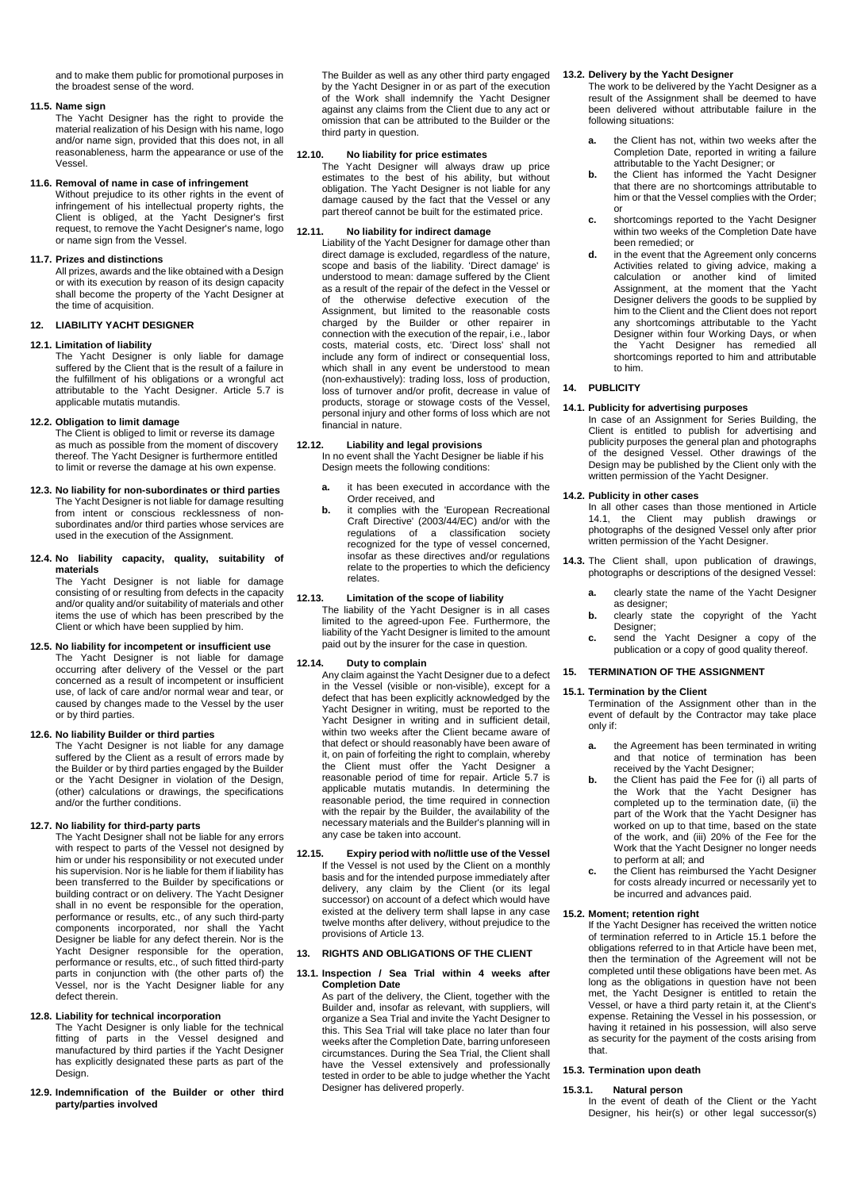and to make them public for promotional purposes in the broadest sense of the word.

**11.5. Name sign**

The Yacht Designer has the right to provide the material realization of his Design with his name, logo and/or name sign, provided that this does not, in all reasonableness, harm the appearance or use of the Vessel.

**11.6. Removal of name in case of infringement**

Without prejudice to its other rights in the event of infringement of his intellectual property rights, the Client is obliged, at the Yacht Designer's first request, to remove the Yacht Designer's name, logo or name sign from the Vessel.

**11.7. Prizes and distinctions**

All prizes, awards and the like obtained with a Design or with its execution by reason of its design capacity shall become the property of the Yacht Designer at the time of acquisition.

## 12. LIABILITY YACHT DESIGNER

**12.1. Limitation of liability**

The Yacht Designer is only liable for damage suffered by the Client that is the result of a failure in the fulfillment of his obligations or a wrongful act attributable to the Yacht Designer. Article 5.7 is applicable mutatis mutandis.

**12.2. Obligation to limit damage**

The Client is obliged to limit or reverse its damage as much as possible from the moment of discovery thereof. The Yacht Designer is furthermore entitled to limit or reverse the damage at his own expense.

**12.3. No liability for non-subordinates or third parties**

The Yacht Designer is not liable for damage resulting from intent or conscious recklessness of non-subordinates and/or third parties whose services are used in the execution of the Assignment.

**12.4. No liability capacity, quality, suitability of materials**

The Yacht Designer is not liable for damage consisting of or resulting from defects in the capacity and/or quality and/or suitability of materials and other items the use of which has been prescribed by the Client or which have been supplied by him.

**12.5. No liability for incompetent or insufficient use**

The Yacht Designer is not liable for damage occurring after delivery of the Vessel or the part concerned as a result of incompetent or insufficient use, of lack of care and/or normal wear and tear, or caused by changes made to the Vessel by the user or by third parties.

**12.6. No liability Builder or third parties**

The Yacht Designer is not liable for any damage suffered by the Client as a result of errors made by the Builder or by third parties engaged by the Builder or the Yacht Designer in violation of the Design, (other) calculations or drawings, the specifications and/or the further conditions.

**12.7. No liability for third-party parts**

The Yacht Designer shall not be liable for any errors with respect to parts of the Vessel not designed by him or under his responsibility or not executed under his supervision. Nor is he liable for them if liability has been transferred to the Builder by specifications or building contract or on delivery. The Yacht Designer shall in no event be responsible for the operation, performance or results, etc., of any such third-party components incorporated, nor shall the Yacht Designer be liable for any defect therein. Nor is the Yacht Designer responsible for the operation, performance or results, etc., of such fitted third-party parts in conjunction with (the other parts of) the Vessel, nor is the Yacht Designer liable for any defect therein.

**12.8. Liability for technical incorporation**

The Yacht Designer is only liable for the technical fitting of parts in the Vessel designed and manufactured by third parties if the Yacht Designer has explicitly designated these parts as part of the Design.

**12.9. Indemnification of the Builder or other third party/parties involved**

The Builder as well as any other third party engaged by the Yacht Designer in or as part of the execution of the Work shall indemnify the Yacht Designer against any claims from the Client due to any act or omission that can be attributed to the Builder or the third party in question.

**12.10. No liability for price estimates**

The Yacht Designer will always draw up price estimates to the best of his ability, but without obligation. The Yacht Designer is not liable for any damage caused by the fact that the Vessel or any part thereof cannot be built for the estimated price.

**12.11. No liability for indirect damage**

Liability of the Yacht Designer for damage other than direct damage is excluded, regardless of the nature, scope and basis of the liability. 'Direct damage' is understood to mean: damage suffered by the Client as a result of the repair of the defect in the Vessel or of the otherwise defective execution of the Assignment, but limited to the reasonable costs charged by the Builder or other repairer in connection with the execution of the repair, i.e., labor costs, material costs, etc. 'Direct loss' shall not include any form of indirect or consequential loss, which shall in any event be understood to mean (non-exhaustively): trading loss, loss of production, loss of turnover and/or profit, decrease in value of products, storage or stowage costs of the Vessel, personal injury and other forms of loss which are not financial in nature.

**12.12. Liability and legal provisions**

In no event shall the Yacht Designer be liable if his Design meets the following conditions:

- **a.** it has been executed in accordance with the Order received, and
- **b.** it complies with the 'European Recreational Craft Directive' (2003/44/EC) and/or with the regulations of a classification society recognized for the type of vessel concerned, insofar as these directives and/or regulations relate to the properties to which the deficiency relates.

**12.13. Limitation of the scope of liability**

The liability of the Yacht Designer is in all cases limited to the agreed-upon Fee. Furthermore, the liability of the Yacht Designer is limited to the amount paid out by the insurer for the case in question.

**12.14. Duty to complain**

Any claim against the Yacht Designer due to a defect in the Vessel (visible or non-visible), except for a defect that has been explicitly acknowledged by the Yacht Designer in writing, must be reported to the Yacht Designer in writing and in sufficient detail, within two weeks after the Client became aware of that defect or should reasonably have been aware of it, on pain of forfeiting the right to complain, whereby the Client must offer the Yacht Designer a reasonable period of time for repair. Article 5.7 is applicable mutatis mutandis. In determining the reasonable period, the time required in connection with the repair by the Builder, the availability of the necessary materials and the Builder's planning will in any case be taken into account.

**12.15. Expiry period with no/little use of the Vessel**

If the Vessel is not used by the Client on a monthly basis and for the intended purpose immediately after delivery, any claim by the Client (or its legal successor) on account of a defect which would have existed at the delivery term shall lapse in any case twelve months after delivery, without prejudice to the provisions of Article 13.

## 13. RIGHTS AND OBLIGATIONS OF THE CLIENT

**13.1. Inspection / Sea Trial within 4 weeks after Completion Date**

As part of the delivery, the Client, together with the Builder and, insofar as relevant, with suppliers, will organize a Sea Trial and invite the Yacht Designer to this. This Sea Trial will take place no later than four weeks after the Completion Date, barring unforeseen circumstances. During the Sea Trial, the Client shall have the Vessel extensively and professionally tested in order to be able to judge whether the Yacht Designer has delivered properly.

**13.2. Delivery by the Yacht Designer**

The work to be delivered by the Yacht Designer as a result of the Assignment shall be deemed to have been delivered without attributable failure in the following situations:

- **a.** the Client has not, within two weeks after the Completion Date, reported in writing a failure attributable to the Yacht Designer; or
- **b.** the Client has informed the Yacht Designer that there are no shortcomings attributable to him or that the Vessel complies with the Order; or
- **c.** shortcomings reported to the Yacht Designer within two weeks of the Completion Date have been remedied; or
- **d.** in the event that the Agreement only concerns Activities related to giving advice, making a calculation or another kind of limited Assignment, at the moment that the Yacht Designer delivers the goods to be supplied by him to the Client and the Client does not report any shortcomings attributable to the Yacht Designer within four Working Days, or when the Yacht Designer has remedied all shortcomings reported to him and attributable to him.

## 14. PUBLICITY

**14.1. Publicity for advertising purposes**

In case of an Assignment for Series Building, the Client is entitled to publish for advertising and publicity purposes the general plan and photographs of the designed Vessel. Other drawings of the Design may be published by the Client only with the written permission of the Yacht Designer.

**14.2. Publicity in other cases**

In all other cases than those mentioned in Article 14.1, the Client may publish drawings or photographs of the designed Vessel only after prior written permission of the Yacht Designer.

**14.3.** The Client shall, upon publication of drawings, photographs or descriptions of the designed Vessel:

- **a.** clearly state the name of the Yacht Designer as designer;
- **b.** clearly state the copyright of the Yacht Designer;
- **c.** send the Yacht Designer a copy of the publication or a copy of good quality thereof.

## 15. TERMINATION OF THE ASSIGNMENT

**15.1. Termination by the Client**

Termination of the Assignment other than in the event of default by the Contractor may take place only if:

- **a.** the Agreement has been terminated in writing and that notice of termination has been received by the Yacht Designer;
- **b.** the Client has paid the Fee for (i) all parts of the Work that the Yacht Designer has completed up to the termination date, (ii) the part of the Work that the Yacht Designer has worked on up to that time, based on the state of the work, and (iii) 20% of the Fee for the Work that the Yacht Designer no longer needs to perform at all; and
- **c.** the Client has reimbursed the Yacht Designer for costs already incurred or necessarily yet to be incurred and advances paid.

**15.2. Moment; retention right**

If the Yacht Designer has received the written notice of termination referred to in Article 15.1 before the obligations referred to in that Article have been met, then the termination of the Agreement will not be completed until these obligations have been met. As long as the obligations in question have not been met, the Yacht Designer is entitled to retain the Vessel, or have a third party retain it, at the Client's expense. Retaining the Vessel in his possession, or having it retained in his possession, will also serve as security for the payment of the costs arising from that.

**15.3. Termination upon death**

**15.3.1. Natural person**

In the event of death of the Client or the Yacht Designer, his heir(s) or other legal successor(s)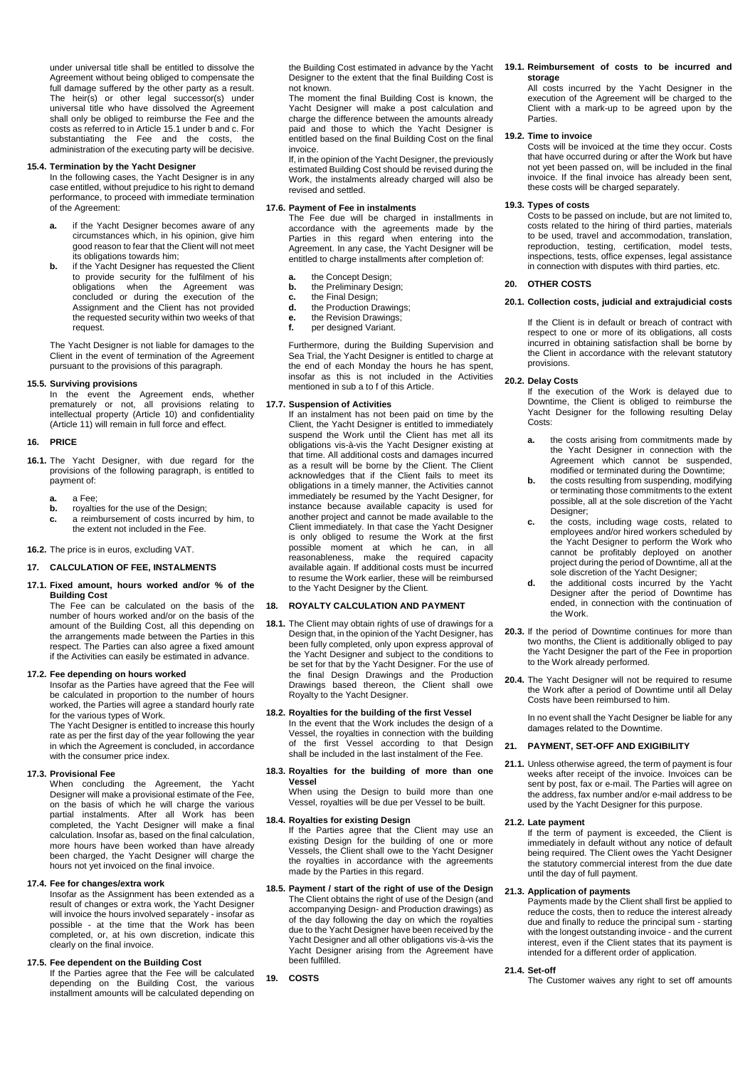under universal title shall be entitled to dissolve the Agreement without being obliged to compensate the full damage suffered by the other party as a result. The heir(s) or other legal successor(s) under universal title who have dissolved the Agreement shall only be obliged to reimburse the Fee and the costs as referred to in Article 15.1 under b and c. For substantiating the Fee and the costs, the administration of the executing party will be decisive.

**15.4. Termination by the Yacht Designer**

In the following cases, the Yacht Designer is in any case entitled, without prejudice to his right to demand performance, to proceed with immediate termination of the Agreement:

- **a.** if the Yacht Designer becomes aware of any circumstances which, in his opinion, give him good reason to fear that the Client will not meet its obligations towards him;
- **b.** if the Yacht Designer has requested the Client to provide security for the fulfilment of his obligations when the Agreement was concluded or during the execution of the Assignment and the Client has not provided the requested security within two weeks of that request.

The Yacht Designer is not liable for damages to the Client in the event of termination of the Agreement pursuant to the provisions of this paragraph.

**15.5. Surviving provisions**

In the event the Agreement ends, whether prematurely or not, all provisions relating to intellectual property (Article 10) and confidentiality (Article 11) will remain in full force and effect.

## 16. PRICE

**16.1.** The Yacht Designer, with due regard for the provisions of the following paragraph, is entitled to payment of:

- **a.** a Fee;
- **b.** royalties for the use of the Design;
- **c.** a reimbursement of costs incurred by him, to the extent not included in the Fee.

**16.2.** The price is in euros, excluding VAT.

## 17. CALCULATION OF FEE, INSTALMENTS

**17.1. Fixed amount, hours worked and/or % of the Building Cost**

The Fee can be calculated on the basis of the number of hours worked and/or on the basis of the amount of the Building Cost, all this depending on the arrangements made between the Parties in this respect. The Parties can also agree a fixed amount if the Activities can easily be estimated in advance.

**17.2. Fee depending on hours worked**

Insofar as the Parties have agreed that the Fee will be calculated in proportion to the number of hours worked, the Parties will agree a standard hourly rate for the various types of Work.

The Yacht Designer is entitled to increase this hourly rate as per the first day of the year following the year in which the Agreement is concluded, in accordance with the consumer price index.

**17.3. Provisional Fee**

When concluding the Agreement, the Yacht Designer will make a provisional estimate of the Fee, on the basis of which he will charge the various partial instalments. After all Work has been completed, the Yacht Designer will make a final calculation. Insofar as, based on the final calculation, more hours have been worked than have already been charged, the Yacht Designer will charge the hours not yet invoiced on the final invoice.

**17.4. Fee for changes/extra work**

Insofar as the Assignment has been extended as a result of changes or extra work, the Yacht Designer will invoice the hours involved separately - insofar as possible - at the time that the Work has been completed, or, at his own discretion, indicate this clearly on the final invoice.

**17.5. Fee dependent on the Building Cost**

If the Parties agree that the Fee will be calculated depending on the Building Cost, the various installment amounts will be calculated depending on the Building Cost estimated in advance by the Yacht Designer to the extent that the final Building Cost is not known.

The moment the final Building Cost is known, the Yacht Designer will make a post calculation and charge the difference between the amounts already paid and those to which the Yacht Designer is entitled based on the final Building Cost on the final invoice.

If, in the opinion of the Yacht Designer, the previously estimated Building Cost should be revised during the Work, the instalments already charged will also be revised and settled.

**17.6. Payment of Fee in instalments**

The Fee due will be charged in installments in accordance with the agreements made by the Parties in this regard when entering into the Agreement. In any case, the Yacht Designer will be entitled to charge installments after completion of:

- **a.** the Concept Design;
- **b.** the Preliminary Design;
- **c.** the Final Design;
- **d.** the Production Drawings;
- **e.** the Revision Drawings;
- **f.** per designed Variant.

Furthermore, during the Building Supervision and Sea Trial, the Yacht Designer is entitled to charge at the end of each Monday the hours he has spent, insofar as this is not included in the Activities mentioned in sub a to f of this Article.

**17.7. Suspension of Activities**

If an instalment has not been paid on time by the Client, the Yacht Designer is entitled to immediately suspend the Work until the Client has met all its obligations vis-à-vis the Yacht Designer existing at that time. All additional costs and damages incurred as a result will be borne by the Client. The Client acknowledges that if the Client fails to meet its obligations in a timely manner, the Activities cannot immediately be resumed by the Yacht Designer, for instance because available capacity is used for another project and cannot be made available to the Client immediately. In that case the Yacht Designer is only obliged to resume the Work at the first possible moment at which he can, in all reasonableness, make the required capacity available again. If additional costs must be incurred to resume the Work earlier, these will be reimbursed to the Yacht Designer by the Client.

## 18. ROYALTY CALCULATION AND PAYMENT

**18.1.** The Client may obtain rights of use of drawings for a Design that, in the opinion of the Yacht Designer, has been fully completed, only upon express approval of the Yacht Designer and subject to the conditions to be set for that by the Yacht Designer. For the use of the final Design Drawings and the Production Drawings based thereon, the Client shall owe Royalty to the Yacht Designer.

**18.2. Royalties for the building of the first Vessel**

In the event that the Work includes the design of a Vessel, the royalties in connection with the building of the first Vessel according to that Design shall be included in the last instalment of the Fee.

**18.3. Royalties for the building of more than one Vessel**

When using the Design to build more than one Vessel, royalties will be due per Vessel to be built.

**18.4. Royalties for existing Design**

If the Parties agree that the Client may use an existing Design for the building of one or more Vessels, the Client shall owe to the Yacht Designer the royalties in accordance with the agreements made by the Parties in this regard.

**18.5. Payment / start of the right of use of the Design**

The Client obtains the right of use of the Design (and accompanying Design- and Production drawings) as of the day following the day on which the royalties due to the Yacht Designer have been received by the Yacht Designer and all other obligations vis-à-vis the Yacht Designer arising from the Agreement have been fulfilled.

## 19. COSTS

**19.1. Reimbursement of costs to be incurred and storage**

All costs incurred by the Yacht Designer in the execution of the Agreement will be charged to the Client with a mark-up to be agreed upon by the Parties.

**19.2. Time to invoice**

Costs will be invoiced at the time they occur. Costs that have occurred during or after the Work but have not yet been passed on, will be included in the final invoice. If the final invoice has already been sent, these costs will be charged separately.

**19.3. Types of costs**

Costs to be passed on include, but are not limited to, costs related to the hiring of third parties, materials to be used, travel and accommodation, translation, reproduction, testing, certification, model tests, inspections, tests, office expenses, legal assistance in connection with disputes with third parties, etc.

## 20. OTHER COSTS

**20.1. Collection costs, judicial and extrajudicial costs**

If the Client is in default or breach of contract with respect to one or more of its obligations, all costs incurred in obtaining satisfaction shall be borne by the Client in accordance with the relevant statutory provisions.

**20.2. Delay Costs**

If the execution of the Work is delayed due to Downtime, the Client is obliged to reimburse the Yacht Designer for the following resulting Delay Costs:

- **a.** the costs arising from commitments made by the Yacht Designer in connection with the Agreement which cannot be suspended, modified or terminated during the Downtime;
- **b.** the costs resulting from suspending, modifying or terminating those commitments to the extent possible, all at the sole discretion of the Yacht Designer;
- **c.** the costs, including wage costs, related to employees and/or hired workers scheduled by the Yacht Designer to perform the Work who cannot be profitably deployed on another project during the period of Downtime, all at the sole discretion of the Yacht Designer;
- **d.** the additional costs incurred by the Yacht Designer after the period of Downtime has ended, in connection with the continuation of the Work.

**20.3.** If the period of Downtime continues for more than two months, the Client is additionally obliged to pay the Yacht Designer the part of the Fee in proportion to the Work already performed.

**20.4.** The Yacht Designer will not be required to resume the Work after a period of Downtime until all Delay Costs have been reimbursed to him.

In no event shall the Yacht Designer be liable for any damages related to the Downtime.

## 21. PAYMENT, SET-OFF AND EXIGIBILITY

**21.1.** Unless otherwise agreed, the term of payment is four weeks after receipt of the invoice. Invoices can be sent by post, fax or e-mail. The Parties will agree on the address, fax number and/or e-mail address to be used by the Yacht Designer for this purpose.

**21.2. Late payment**

If the term of payment is exceeded, the Client is immediately in default without any notice of default being required. The Client owes the Yacht Designer the statutory commercial interest from the due date until the day of full payment.

**21.3. Application of payments**

Payments made by the Client shall first be applied to reduce the costs, then to reduce the interest already due and finally to reduce the principal sum - starting with the longest outstanding invoice - and the current interest, even if the Client states that its payment is intended for a different order of application.

**21.4. Set-off**

The Customer waives any right to set off amounts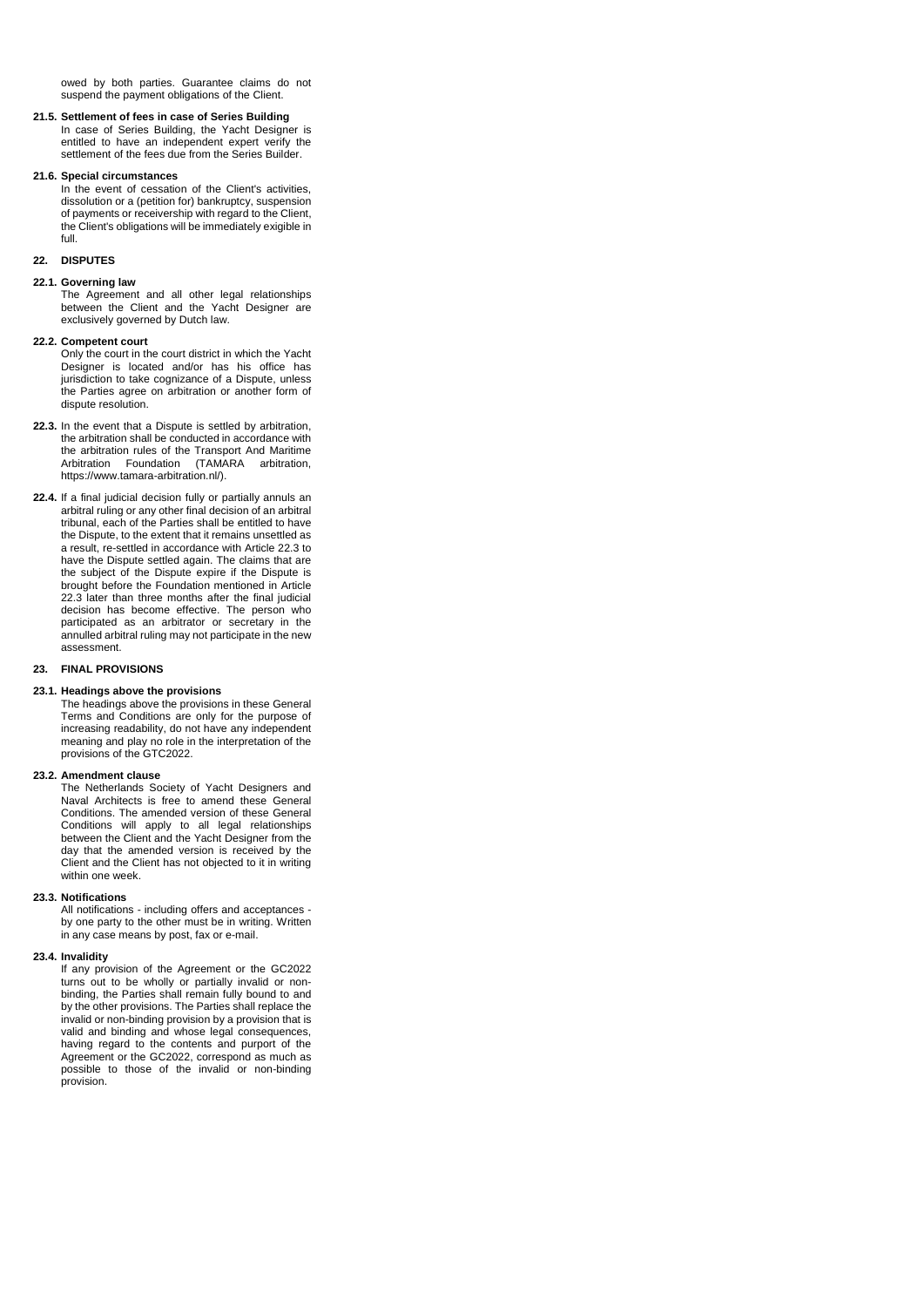owed by both parties. Guarantee claims do not suspend the payment obligations of the Client.

**21.5. Settlement of fees in case of Series Building**

In case of Series Building, the Yacht Designer is entitled to have an independent expert verify the settlement of the fees due from the Series Builder.

**21.6. Special circumstances**

In the event of cessation of the Client's activities, dissolution or a (petition for) bankruptcy, suspension of payments or receivership with regard to the Client, the Client's obligations will be immediately exigible in full.

## 22. DISPUTES

**22.1. Governing law**

The Agreement and all other legal relationships between the Client and the Yacht Designer are exclusively governed by Dutch law.

**22.2. Competent court**

Only the court in the court district in which the Yacht Designer is located and/or has his office has jurisdiction to take cognizance of a Dispute, unless the Parties agree on arbitration or another form of dispute resolution.

**22.3.** In the event that a Dispute is settled by arbitration, the arbitration shall be conducted in accordance with the arbitration rules of the Transport And Maritime Arbitration Foundation (TAMARA arbitration, https://www.tamara-arbitration.nl/).

**22.4.** If a final judicial decision fully or partially annuls an arbitral ruling or any other final decision of an arbitral tribunal, each of the Parties shall be entitled to have the Dispute, to the extent that it remains unsettled as a result, re-settled in accordance with Article 22.3 to have the Dispute settled again. The claims that are the subject of the Dispute expire if the Dispute is brought before the Foundation mentioned in Article 22.3 later than three months after the final judicial decision has become effective. The person who participated as an arbitrator or secretary in the annulled arbitral ruling may not participate in the new assessment.

## 23. FINAL PROVISIONS

**23.1. Headings above the provisions**

The headings above the provisions in these General Terms and Conditions are only for the purpose of increasing readability, do not have any independent meaning and play no role in the interpretation of the provisions of the GTC2022.

**23.2. Amendment clause**

The Netherlands Society of Yacht Designers and Naval Architects is free to amend these General Conditions. The amended version of these General Conditions will apply to all legal relationships between the Client and the Yacht Designer from the day that the amended version is received by the Client and the Client has not objected to it in writing within one week.

**23.3. Notifications**

All notifications - including offers and acceptances - by one party to the other must be in writing. Written in any case means by post, fax or e-mail.

**23.4. Invalidity**

If any provision of the Agreement or the GC2022 turns out to be wholly or partially invalid or non-binding, the Parties shall remain fully bound to and by the other provisions. The Parties shall replace the invalid or non-binding provision by a provision that is valid and binding and whose legal consequences, having regard to the contents and purport of the Agreement or the GC2022, correspond as much as possible to those of the invalid or non-binding provision.